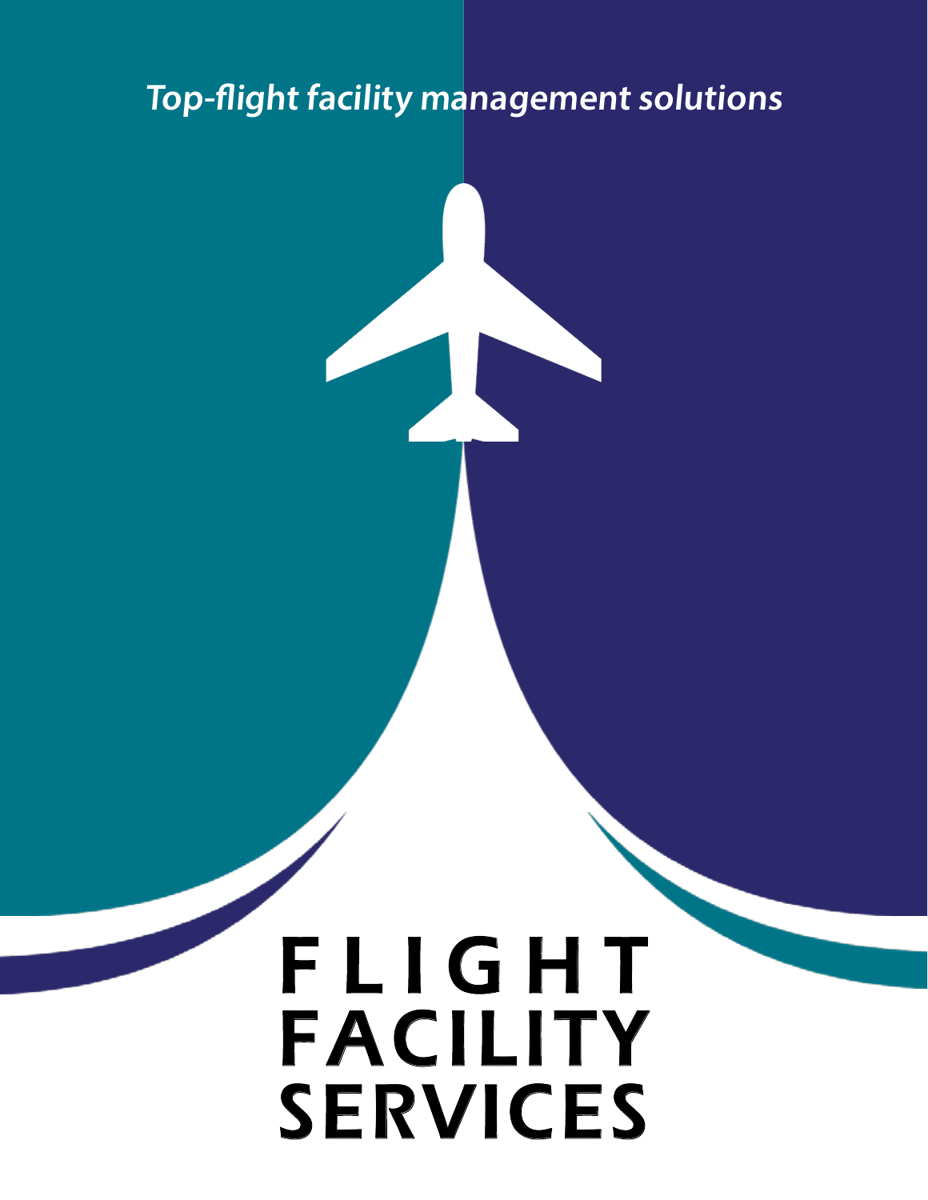*Top-flight facility management solutions*

# FLIGHT FACILITY SERVICES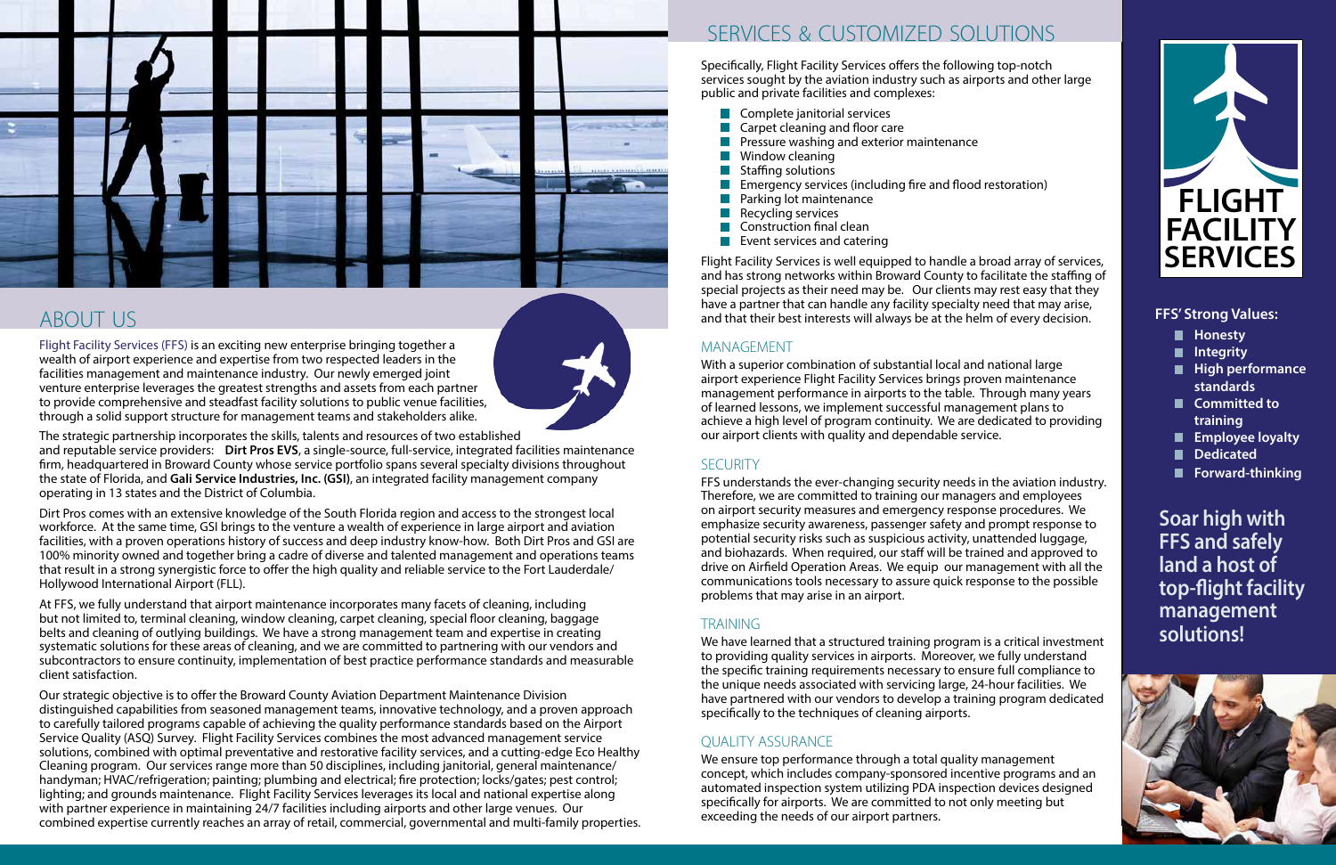## ABOUT US

Flight Facility Services (FFS) is an exciting new enterprise bringing together a wealth of airport experience and expertise from two respected leaders in the facilities management and maintenance industry. Our newly emerged joint venture enterprise leverages the greatest strengths and assets from each partner to provide comprehensive and steadfast facility solutions to public venue facilities, through a solid support structure for management teams and stakeholders alike.

The strategic partnership incorporates the skills, talents and resources of two established and reputable service providers: **Dirt Pros EVS**, a single-source, full-service, integrated facilities maintenance firm, headquartered in Broward County whose service portfolio spans several specialty divisions throughout the state of Florida, and **Gali Service Industries, Inc. (GSI)**, an integrated facility management company operating in 13 states and the District of Columbia.

Dirt Pros comes with an extensive knowledge of the South Florida region and access to the strongest local workforce. At the same time, GSI brings to the venture a wealth of experience in large airport and aviation facilities, with a proven operations history of success and deep industry know-how. Both Dirt Pros and GSI are 100% minority owned and together bring a cadre of diverse and talented management and operations teams that result in a strong synergistic force to offer the high quality and reliable service to the Fort Lauderdale/Hollywood International Airport (FLL).

At FFS, we fully understand that airport maintenance incorporates many facets of cleaning, including but not limited to, terminal cleaning, window cleaning, carpet cleaning, special floor cleaning, baggage belts and cleaning of outlying buildings. We have a strong management team and expertise in creating systematic solutions for these areas of cleaning, and we are committed to partnering with our vendors and subcontractors to ensure continuity, implementation of best practice performance standards and measurable client satisfaction.

Our strategic objective is to offer the Broward County Aviation Department Maintenance Division distinguished capabilities from seasoned management teams, innovative technology, and a proven approach to carefully tailored programs capable of achieving the quality performance standards based on the Airport Service Quality (ASQ) Survey. Flight Facility Services combines the most advanced management service solutions, combined with optimal preventative and restorative facility services, and a cutting-edge Eco Healthy Cleaning program. Our services range more than 50 disciplines, including janitorial, general maintenance/handyman; HVAC/refrigeration; painting; plumbing and electrical; fire protection; locks/gates; pest control; lighting; and grounds maintenance. Flight Facility Services leverages its local and national expertise along with partner experience in maintaining 24/7 facilities including airports and other large venues. Our combined expertise currently reaches an array of retail, commercial, governmental and multi-family properties.

## SERVICES & CUSTOMIZED SOLUTIONS

Specifically, Flight Facility Services offers the following top-notch services sought by the aviation industry such as airports and other large public and private facilities and complexes:

- Complete janitorial services
- Carpet cleaning and floor care
- Pressure washing and exterior maintenance
- Window cleaning
- Staffing solutions
- Emergency services (including fire and flood restoration)
- Parking lot maintenance
- Recycling services
- Construction final clean
- Event services and catering

Flight Facility Services is well equipped to handle a broad array of services, and has strong networks within Broward County to facilitate the staffing of special projects as their need may be. Our clients may rest easy that they have a partner that can handle any facility specialty need that may arise, and that their best interests will always be at the helm of every decision.

### MANAGEMENT

With a superior combination of substantial local and national large airport experience Flight Facility Services brings proven maintenance management performance in airports to the table. Through many years of learned lessons, we implement successful management plans to achieve a high level of program continuity. We are dedicated to providing our airport clients with quality and dependable service.

### SECURITY

FFS understands the ever-changing security needs in the aviation industry. Therefore, we are committed to training our managers and employees on airport security measures and emergency response procedures. We emphasize security awareness, passenger safety and prompt response to potential security risks such as suspicious activity, unattended luggage, and biohazards. When required, our staff will be trained and approved to drive on Airfield Operation Areas. We equip our management with all the communications tools necessary to assure quick response to the possible problems that may arise in an airport.

### TRAINING

We have learned that a structured training program is a critical investment to providing quality services in airports. Moreover, we fully understand the specific training requirements necessary to ensure full compliance to the unique needs associated with servicing large, 24-hour facilities. We have partnered with our vendors to develop a training program dedicated specifically to the techniques of cleaning airports.

### QUALITY ASSURANCE

We ensure top performance through a total quality management concept, which includes company-sponsored incentive programs and an automated inspection system utilizing PDA inspection devices designed specifically for airports. We are committed to not only meeting but exceeding the needs of our airport partners.

**FLIGHT FACILITY SERVICES**

**FFS' Strong Values:**

- **Honesty**
- **Integrity**
- **High performance standards**
- **Committed to training**
- **Employee loyalty**
- **Dedicated**
- **Forward-thinking**

**Soar high with FFS and safely land a host of top-flight facility management solutions!**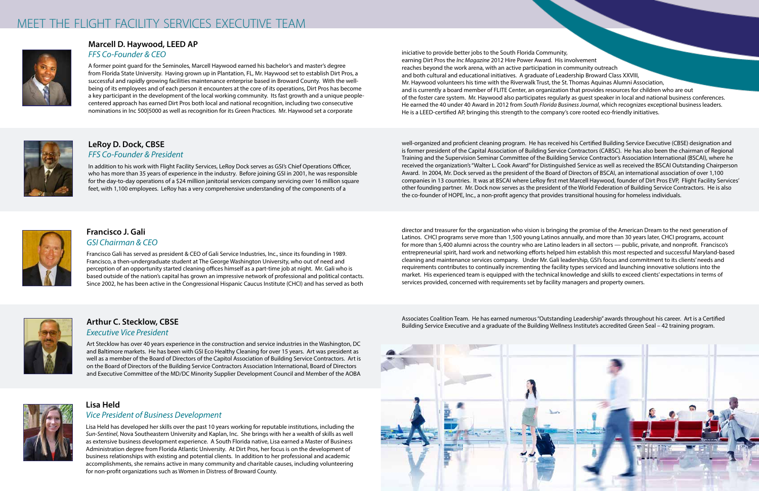# MEET THE FLIGHT FACILITY SERVICES EXECUTIVE TEAM

## Marcell D. Haywood, LEED AP

*FFS Co-Founder & CEO*

A former point guard for the Seminoles, Marcell Haywood earned his bachelor's and master's degree from Florida State University. Having grown up in Plantation, FL, Mr. Haywood set to establish Dirt Pros, a successful and rapidly growing facilities maintenance enterprise based in Broward County. With the well-being of its employees and of each person it encounters at the core of its operations, Dirt Pros has become a key participant in the development of the local working community. Its fast growth and a unique people-centered approach has earned Dirt Pros both local and national recognition, including two consecutive nominations in Inc 500|5000 as well as recognition for its Green Practices. Mr. Haywood set a corporate iniciative to provide better jobs to the South Florida Community, earning Dirt Pros the *Inc Magazine* 2012 Hire Power Award. His involvement reaches beyond the work arena, with an active participation in community outreach and both cultural and educational initiatives. A graduate of Leadership Broward Class XXVIII, Mr. Haywood volunteers his time with the Riverwalk Trust, the St. Thomas Aquinas Alumni Association, and is currently a board member of FLITE Center, an organization that provides resources for children who are out of the foster care system. Mr. Haywood also participates regularly as guest speaker in local and national business conferences. He earned the 40 under 40 Award in 2012 from *South Florida Business Journal*, which recognizes exceptional business leaders. He is a LEED-certified AP, bringing this strength to the company's core rooted eco-friendly initiatives.

## LeRoy D. Dock, CBSE

*FFS Co-Founder & President*

In addition to his work with Flight Facility Services, LeRoy Dock serves as GSI's Chief Operations Officer, who has more than 35 years of experience in the industry. Before joining GSI in 2001, he was responsible for the day-to-day operations of a $24 million janitorial services company servicing over 16 million square feet, with 1,100 employees. LeRoy has a very comprehensive understanding of the components of a well-organized and proficient cleaning program. He has received his Certified Building Service Executive (CBSE) designation and is former president of the Capital Association of Building Service Contractors (CABSC). He has also been the chairman of Regional Training and the Supervision Seminar Committee of the Building Service Contractor's Association International (BSCAI), where he received the organization's "Walter L. Cook Award" for Distinguished Service as well as received the BSCAI Outstanding Chairperson Award. In 2004, Mr. Dock served as the president of the Board of Directors of BSCAI, an international association of over 1,100 companies in 13 countries. It was at BSCAI where LeRoy first met Marcell Haywood, founder of Dirt Pros EVP, Flight Facility Services' other founding partner. Mr. Dock now serves as the president of the World Federation of Building Service Contractors. He is also the co-founder of HOPE, Inc., a non-profit agency that provides transitional housing for homeless individuals.

## Francisco J. Gali

*GSI Chairman & CEO*

Francisco Gali has served as president & CEO of Gali Service Industries, Inc., since its founding in 1989. Francisco, a then-undergraduate student at The George Washington University, who out of need and perception of an opportunity started cleaning offices himself as a part-time job at night. Mr. Gali who is based outside of the nation's capital has grown an impressive network of professional and political contacts. Since 2002, he has been active in the Congressional Hispanic Caucus Institute (CHCI) and has served as both director and treasurer for the organization who vision is bringing the promise of the American Dream to the next generation of Latinos. CHCI programs serve more than 1,500 young Latinos annually, and more than 30 years later, CHCI programs, account for more than 5,400 alumni across the country who are Latino leaders in all sectors — public, private, and nonprofit. Francisco's entrepreneurial spirit, hard work and networking efforts helped him establish this most respected and successful Maryland-based cleaning and maintenance services company. Under Mr. Gali leadership, GSI's focus and commitment to its clients' needs and requirements contributes to continually incrementing the facility types serviced and launching innovative solutions into the market. His experienced team is equipped with the technical knowledge and skills to exceed clients' expectations in terms of services provided, concerned with requirements set by facility managers and property owners.

## Arthur C. Stecklow, CBSE

*Executive Vice President*

Art Stecklow has over 40 years experience in the construction and service industries in the Washington, DC and Baltimore markets. He has been with GSI Eco Healthy Cleaning for over 15 years. Art was president as well as a member of the Board of Directors of the Capitol Association of Building Service Contractors. Art is on the Board of Directors of the Building Service Contractors Association International, Board of Directors and Executive Committee of the MD/DC Minority Supplier Development Council and Member of the AOBA Associates Coalition Team. He has earned numerous "Outstanding Leadership" awards throughout his career. Art is a Certified Building Service Executive and a graduate of the Building Wellness Institute's accredited Green Seal – 42 training program.

## Lisa Held

*Vice President of Business Development*

Lisa Held has developed her skills over the past 10 years working for reputable institutions, including the *Sun-Sentinel*, Nova Southeastern University and Kaplan, Inc. She brings with her a wealth of skills as well as extensive business development experience. A South Florida native, Lisa earned a Master of Business Administration degree from Florida Atlantic University. At Dirt Pros, her focus is on the development of business relationships with existing and potential clients. In addition to her professional and academic accomplishments, she remains active in many community and charitable causes, including volunteering for non-profit organizations such as Women in Distress of Broward County.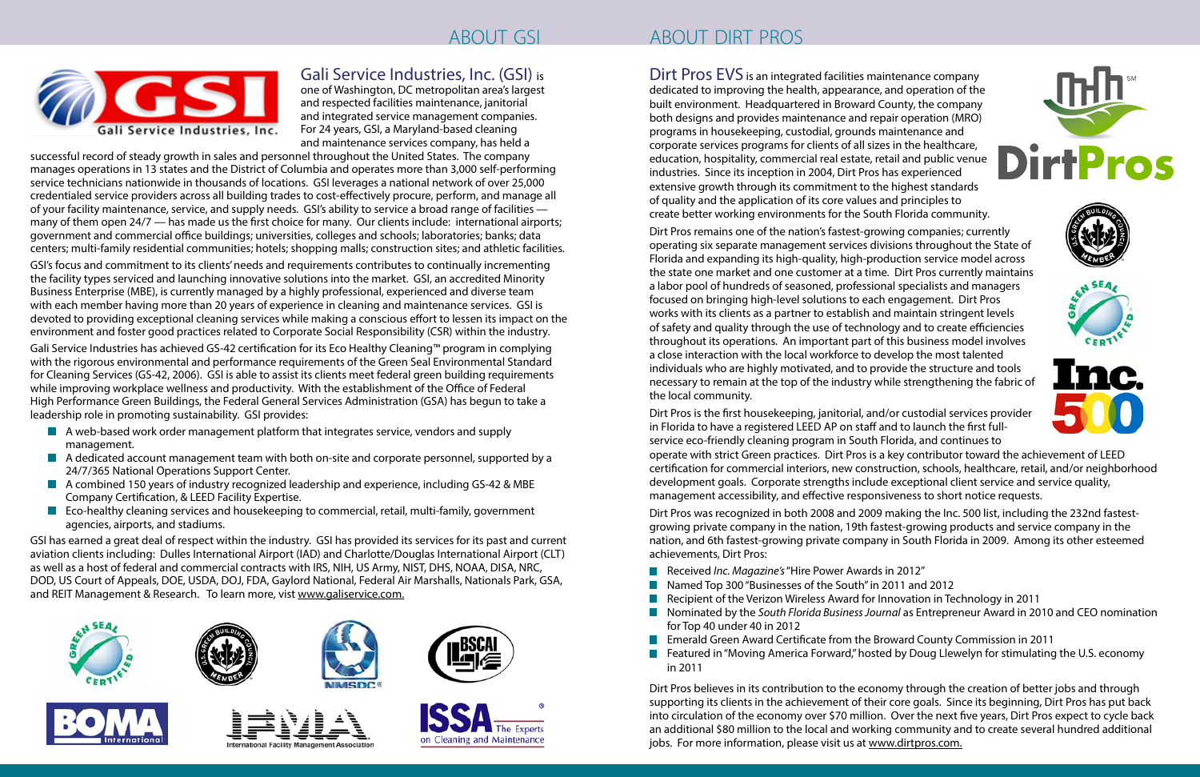# ABOUT GSI

**Gali Service Industries, Inc. (GSI)** is one of Washington, DC metropolitan area's largest and respected facilities maintenance, janitorial and integrated service management companies. For 24 years, GSI, a Maryland-based cleaning and maintenance services company, has held a successful record of steady growth in sales and personnel throughout the United States. The company manages operations in 13 states and the District of Columbia and operates more than 3,000 self-performing service technicians nationwide in thousands of locations. GSI leverages a national network of over 25,000 credentialed service providers across all building trades to cost-effectively procure, perform, and manage all of your facility maintenance, service, and supply needs. GSI's ability to service a broad range of facilities — many of them open 24/7 — has made us the first choice for many. Our clients include: international airports; government and commercial office buildings; universities, colleges and schools; laboratories; banks; data centers; multi-family residential communities; hotels; shopping malls; construction sites; and athletic facilities.

GSI's focus and commitment to its clients' needs and requirements contributes to continually incrementing the facility types serviced and launching innovative solutions into the market. GSI, an accredited Minority Business Enterprise (MBE), is currently managed by a highly professional, experienced and diverse team with each member having more than 20 years of experience in cleaning and maintenance services. GSI is devoted to providing exceptional cleaning services while making a conscious effort to lessen its impact on the environment and foster good practices related to Corporate Social Responsibility (CSR) within the industry.

Gali Service Industries has achieved GS-42 certification for its Eco Healthy Cleaning™ program in complying with the rigorous environmental and performance requirements of the Green Seal Environmental Standard for Cleaning Services (GS-42, 2006). GSI is able to assist its clients meet federal green building requirements while improving workplace wellness and productivity. With the establishment of the Office of Federal High Performance Green Buildings, the Federal General Services Administration (GSA) has begun to take a leadership role in promoting sustainability. GSI provides:

- A web-based work order management platform that integrates service, vendors and supply management.
- A dedicated account management team with both on-site and corporate personnel, supported by a 24/7/365 National Operations Support Center.
- A combined 150 years of industry recognized leadership and experience, including GS-42 & MBE Company Certification, & LEED Facility Expertise.
- Eco-healthy cleaning services and housekeeping to commercial, retail, multi-family, government agencies, airports, and stadiums.

GSI has earned a great deal of respect within the industry. GSI has provided its services for its past and current aviation clients including: Dulles International Airport (IAD) and Charlotte/Douglas International Airport (CLT) as well as a host of federal and commercial contracts with IRS, NIH, US Army, NIST, DHS, NOAA, DISA, NRC, DOD, US Court of Appeals, DOE, USDA, DOJ, FDA, Gaylord National, Federal Air Marshalls, Nationals Park, GSA, and REIT Management & Research. To learn more, visit www.galiservice.com.

# ABOUT DIRT PROS

**Dirt Pros EVS** is an integrated facilities maintenance company dedicated to improving the health, appearance, and operation of the built environment. Headquartered in Broward County, the company both designs and provides maintenance and repair operation (MRO) programs in housekeeping, custodial, grounds maintenance and corporate services programs for clients of all sizes in the healthcare, education, hospitality, commercial real estate, retail and public venue industries. Since its inception in 2004, Dirt Pros has experienced extensive growth through its commitment to the highest standards of quality and the application of its core values and principles to create better working environments for the South Florida community.

Dirt Pros remains one of the nation's fastest-growing companies; currently operating six separate management services divisions throughout the State of Florida and expanding its high-quality, high-production service model across the state one market and one customer at a time. Dirt Pros currently maintains a labor pool of hundreds of seasoned, professional specialists and managers focused on bringing high-level solutions to each engagement. Dirt Pros works with its clients as a partner to establish and maintain stringent levels of safety and quality through the use of technology and to create efficiencies throughout its operations. An important part of this business model involves a close interaction with the local workforce to develop the most talented individuals who are highly motivated, and to provide the structure and tools necessary to remain at the top of the industry while strengthening the fabric of the local community.

Dirt Pros is the first housekeeping, janitorial, and/or custodial services provider in Florida to have a registered LEED AP on staff and to launch the first full-service eco-friendly cleaning program in South Florida, and continues to operate with strict Green practices. Dirt Pros is a key contributor toward the achievement of LEED certification for commercial interiors, new construction, schools, healthcare, retail, and/or neighborhood development goals. Corporate strengths include exceptional client service and service quality, management accessibility, and effective responsiveness to short notice requests.

Dirt Pros was recognized in both 2008 and 2009 making the Inc. 500 list, including the 232nd fastest-growing private company in the nation, 19th fastest-growing products and service company in the nation, and 6th fastest-growing private company in South Florida in 2009. Among its other esteemed achievements, Dirt Pros:

- Received *Inc. Magazine's* "Hire Power Awards in 2012"
- Named Top 300 "Businesses of the South" in 2011 and 2012
- Recipient of the Verizon Wireless Award for Innovation in Technology in 2011
- Nominated by the *South Florida Business Journal* as Entrepreneur Award in 2010 and CEO nomination for Top 40 under 40 in 2012
- Emerald Green Award Certificate from the Broward County Commission in 2011
- Featured in "Moving America Forward," hosted by Doug Llewelyn for stimulating the U.S. economy in 2011

Dirt Pros believes in its contribution to the economy through the creation of better jobs and through supporting its clients in the achievement of their core goals. Since its beginning, Dirt Pros has put back into circulation of the economy over $70 million. Over the next five years, Dirt Pros expect to cycle back an additional $80 million to the local and working community and to create several hundred additional jobs. For more information, please visit us at www.dirtpros.com.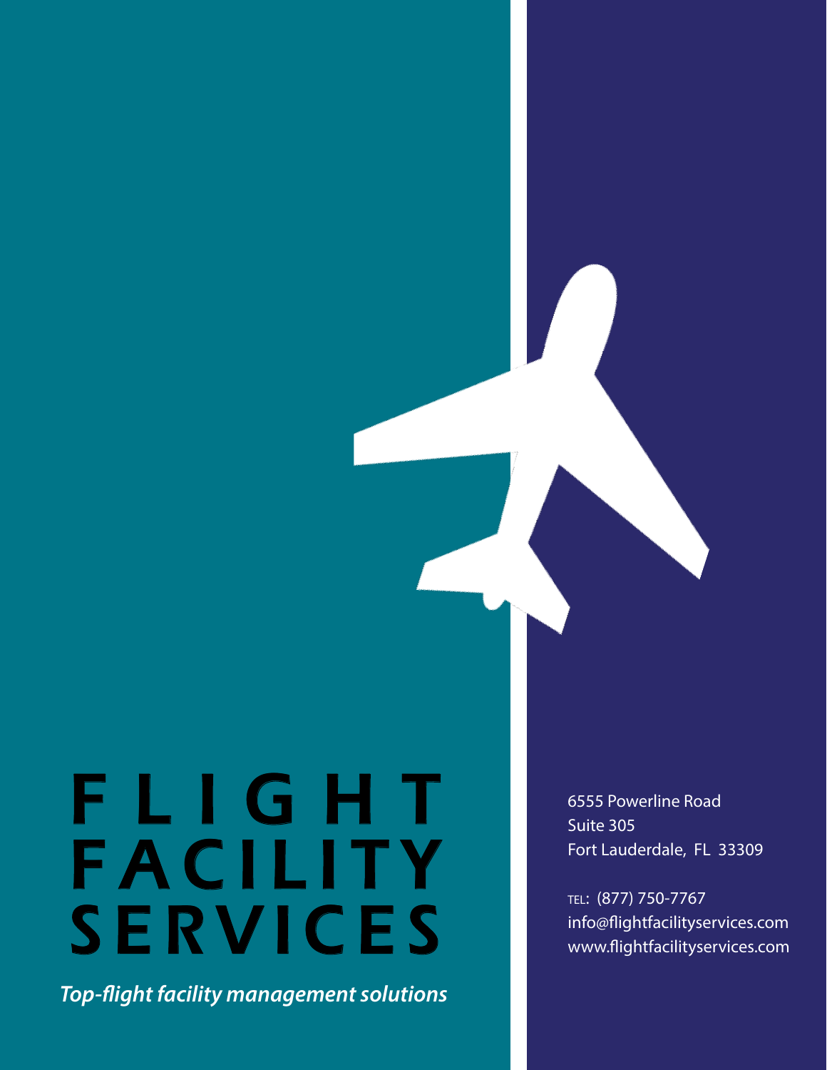# FLIGHT FACILITY SERVICES

***Top-flight facility management solutions***

6555 Powerline Road
Suite 305
Fort Lauderdale, FL 33309

TEL: (877) 750-7767
info@flightfacilityservices.com
www.flightfacilityservices.com